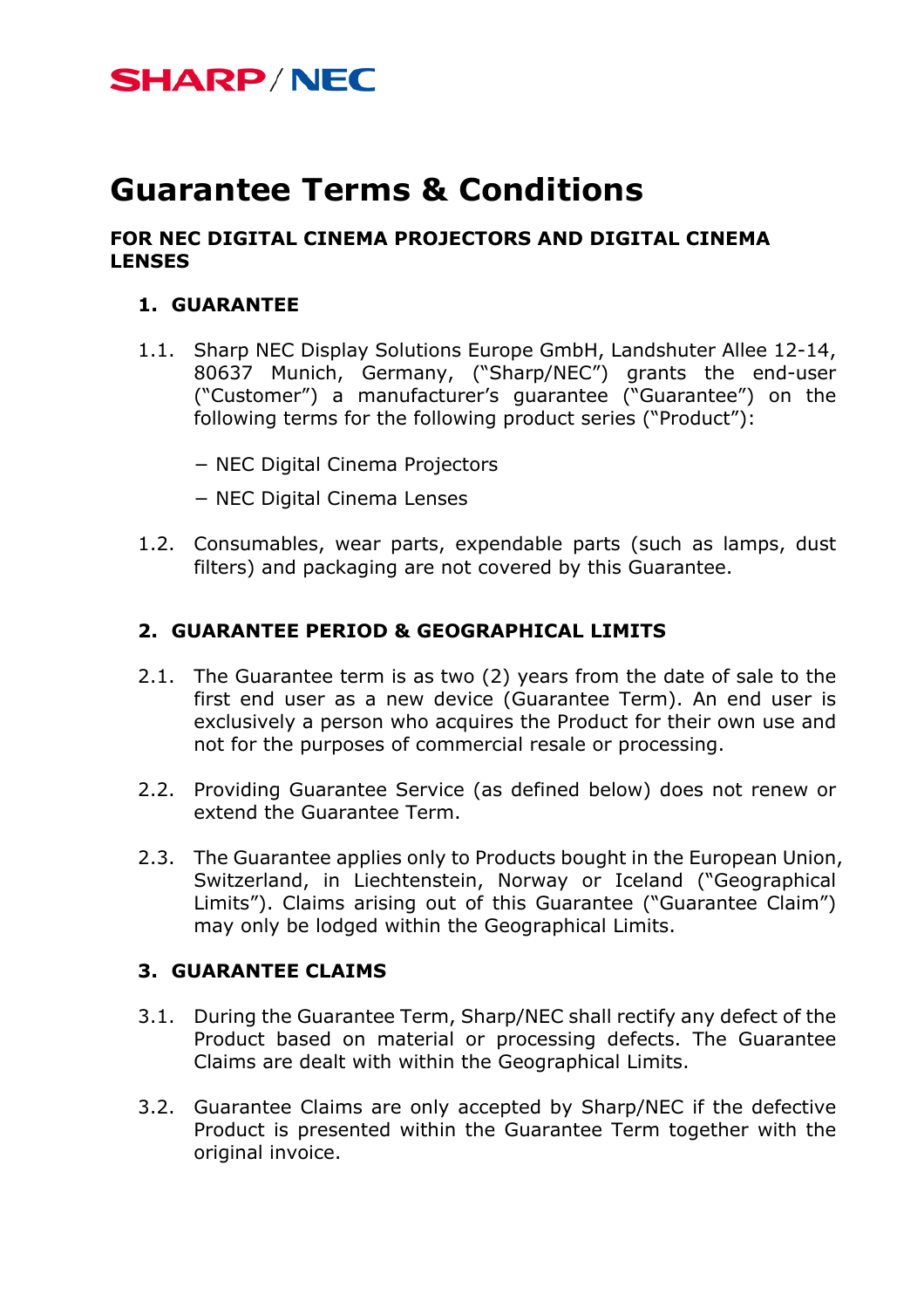SHARP / NEC

# Guarantee Terms & Conditions

### FOR NEC DIGITAL CINEMA PROJECTORS AND DIGITAL CINEMA LENSES

## 1. GUARANTEE

1.1. Sharp NEC Display Solutions Europe GmbH, Landshuter Allee 12-14, 80637 Munich, Germany, ("Sharp/NEC") grants the end-user ("Customer") a manufacturer's guarantee ("Guarantee") on the following terms for the following product series ("Product"):

− NEC Digital Cinema Projectors

− NEC Digital Cinema Lenses

1.2. Consumables, wear parts, expendable parts (such as lamps, dust filters) and packaging are not covered by this Guarantee.

## 2. GUARANTEE PERIOD & GEOGRAPHICAL LIMITS

2.1. The Guarantee term is as two (2) years from the date of sale to the first end user as a new device (Guarantee Term). An end user is exclusively a person who acquires the Product for their own use and not for the purposes of commercial resale or processing.

2.2. Providing Guarantee Service (as defined below) does not renew or extend the Guarantee Term.

2.3. The Guarantee applies only to Products bought in the European Union, Switzerland, in Liechtenstein, Norway or Iceland ("Geographical Limits"). Claims arising out of this Guarantee ("Guarantee Claim") may only be lodged within the Geographical Limits.

## 3. GUARANTEE CLAIMS

3.1. During the Guarantee Term, Sharp/NEC shall rectify any defect of the Product based on material or processing defects. The Guarantee Claims are dealt with within the Geographical Limits.

3.2. Guarantee Claims are only accepted by Sharp/NEC if the defective Product is presented within the Guarantee Term together with the original invoice.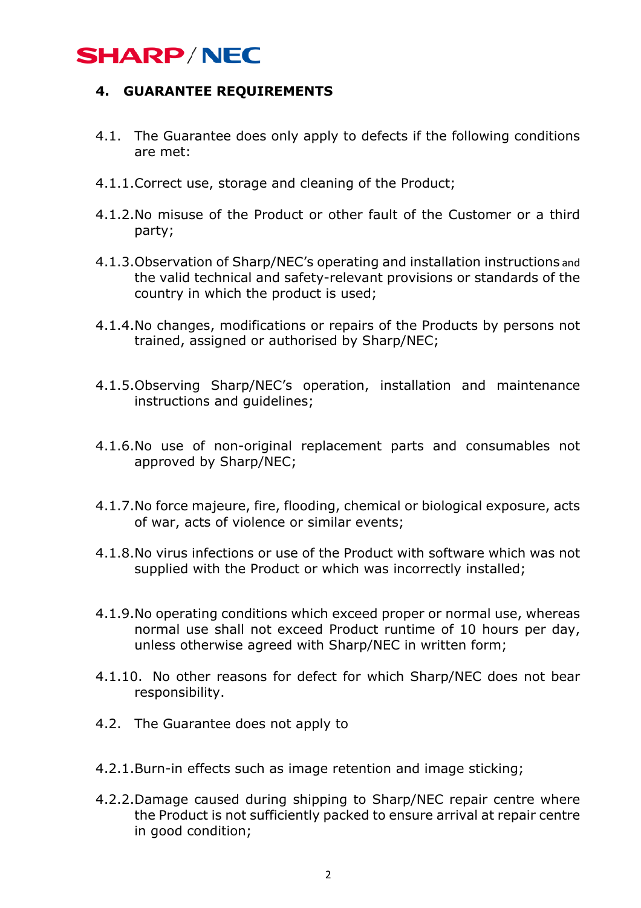## 4. GUARANTEE REQUIREMENTS

4.1. The Guarantee does only apply to defects if the following conditions are met:

4.1.1. Correct use, storage and cleaning of the Product;

4.1.2. No misuse of the Product or other fault of the Customer or a third party;

4.1.3. Observation of Sharp/NEC's operating and installation instructions and the valid technical and safety-relevant provisions or standards of the country in which the product is used;

4.1.4. No changes, modifications or repairs of the Products by persons not trained, assigned or authorised by Sharp/NEC;

4.1.5. Observing Sharp/NEC's operation, installation and maintenance instructions and guidelines;

4.1.6. No use of non-original replacement parts and consumables not approved by Sharp/NEC;

4.1.7. No force majeure, fire, flooding, chemical or biological exposure, acts of war, acts of violence or similar events;

4.1.8. No virus infections or use of the Product with software which was not supplied with the Product or which was incorrectly installed;

4.1.9. No operating conditions which exceed proper or normal use, whereas normal use shall not exceed Product runtime of 10 hours per day, unless otherwise agreed with Sharp/NEC in written form;

4.1.10. No other reasons for defect for which Sharp/NEC does not bear responsibility.

4.2. The Guarantee does not apply to

4.2.1. Burn-in effects such as image retention and image sticking;

4.2.2. Damage caused during shipping to Sharp/NEC repair centre where the Product is not sufficiently packed to ensure arrival at repair centre in good condition;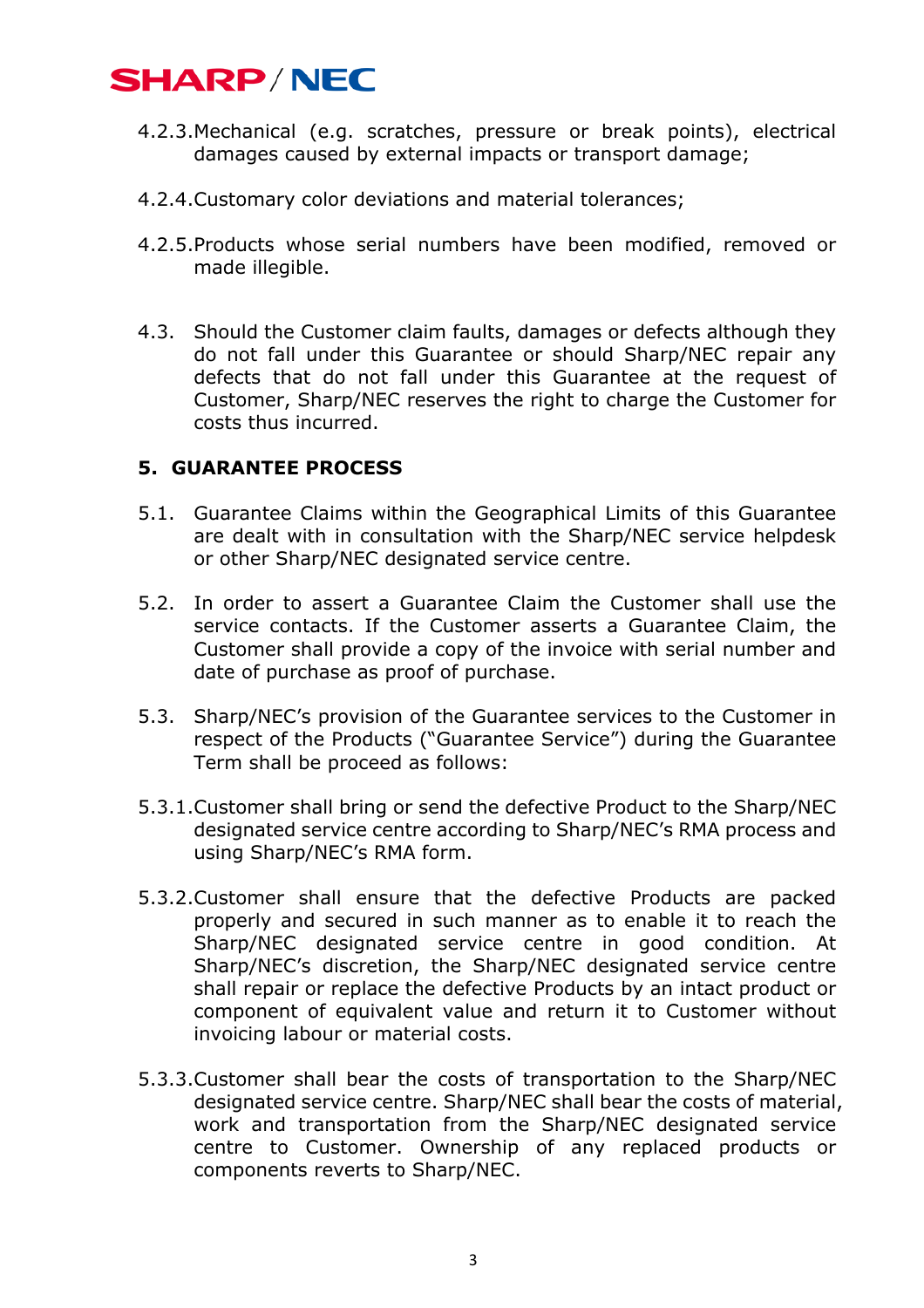4.2.3. Mechanical (e.g. scratches, pressure or break points), electrical damages caused by external impacts or transport damage;

4.2.4. Customary color deviations and material tolerances;

4.2.5. Products whose serial numbers have been modified, removed or made illegible.

4.3. Should the Customer claim faults, damages or defects although they do not fall under this Guarantee or should Sharp/NEC repair any defects that do not fall under this Guarantee at the request of Customer, Sharp/NEC reserves the right to charge the Customer for costs thus incurred.

## 5. GUARANTEE PROCESS

5.1. Guarantee Claims within the Geographical Limits of this Guarantee are dealt with in consultation with the Sharp/NEC service helpdesk or other Sharp/NEC designated service centre.

5.2. In order to assert a Guarantee Claim the Customer shall use the service contacts. If the Customer asserts a Guarantee Claim, the Customer shall provide a copy of the invoice with serial number and date of purchase as proof of purchase.

5.3. Sharp/NEC's provision of the Guarantee services to the Customer in respect of the Products ("Guarantee Service") during the Guarantee Term shall be proceed as follows:

5.3.1. Customer shall bring or send the defective Product to the Sharp/NEC designated service centre according to Sharp/NEC's RMA process and using Sharp/NEC's RMA form.

5.3.2. Customer shall ensure that the defective Products are packed properly and secured in such manner as to enable it to reach the Sharp/NEC designated service centre in good condition. At Sharp/NEC's discretion, the Sharp/NEC designated service centre shall repair or replace the defective Products by an intact product or component of equivalent value and return it to Customer without invoicing labour or material costs.

5.3.3. Customer shall bear the costs of transportation to the Sharp/NEC designated service centre. Sharp/NEC shall bear the costs of material, work and transportation from the Sharp/NEC designated service centre to Customer. Ownership of any replaced products or components reverts to Sharp/NEC.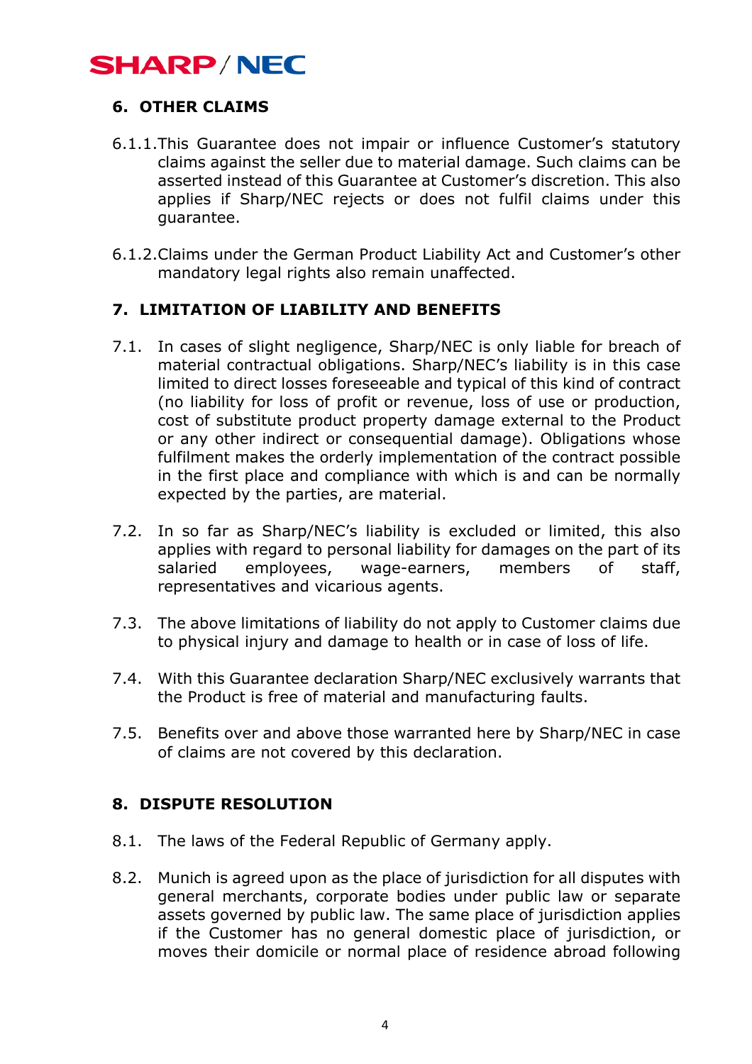## 6. OTHER CLAIMS

6.1.1. This Guarantee does not impair or influence Customer's statutory claims against the seller due to material damage. Such claims can be asserted instead of this Guarantee at Customer's discretion. This also applies if Sharp/NEC rejects or does not fulfil claims under this guarantee.

6.1.2. Claims under the German Product Liability Act and Customer's other mandatory legal rights also remain unaffected.

## 7. LIMITATION OF LIABILITY AND BENEFITS

7.1. In cases of slight negligence, Sharp/NEC is only liable for breach of material contractual obligations. Sharp/NEC's liability is in this case limited to direct losses foreseeable and typical of this kind of contract (no liability for loss of profit or revenue, loss of use or production, cost of substitute product property damage external to the Product or any other indirect or consequential damage). Obligations whose fulfilment makes the orderly implementation of the contract possible in the first place and compliance with which is and can be normally expected by the parties, are material.

7.2. In so far as Sharp/NEC's liability is excluded or limited, this also applies with regard to personal liability for damages on the part of its salaried employees, wage-earners, members of staff, representatives and vicarious agents.

7.3. The above limitations of liability do not apply to Customer claims due to physical injury and damage to health or in case of loss of life.

7.4. With this Guarantee declaration Sharp/NEC exclusively warrants that the Product is free of material and manufacturing faults.

7.5. Benefits over and above those warranted here by Sharp/NEC in case of claims are not covered by this declaration.

## 8. DISPUTE RESOLUTION

8.1. The laws of the Federal Republic of Germany apply.

8.2. Munich is agreed upon as the place of jurisdiction for all disputes with general merchants, corporate bodies under public law or separate assets governed by public law. The same place of jurisdiction applies if the Customer has no general domestic place of jurisdiction, or moves their domicile or normal place of residence abroad following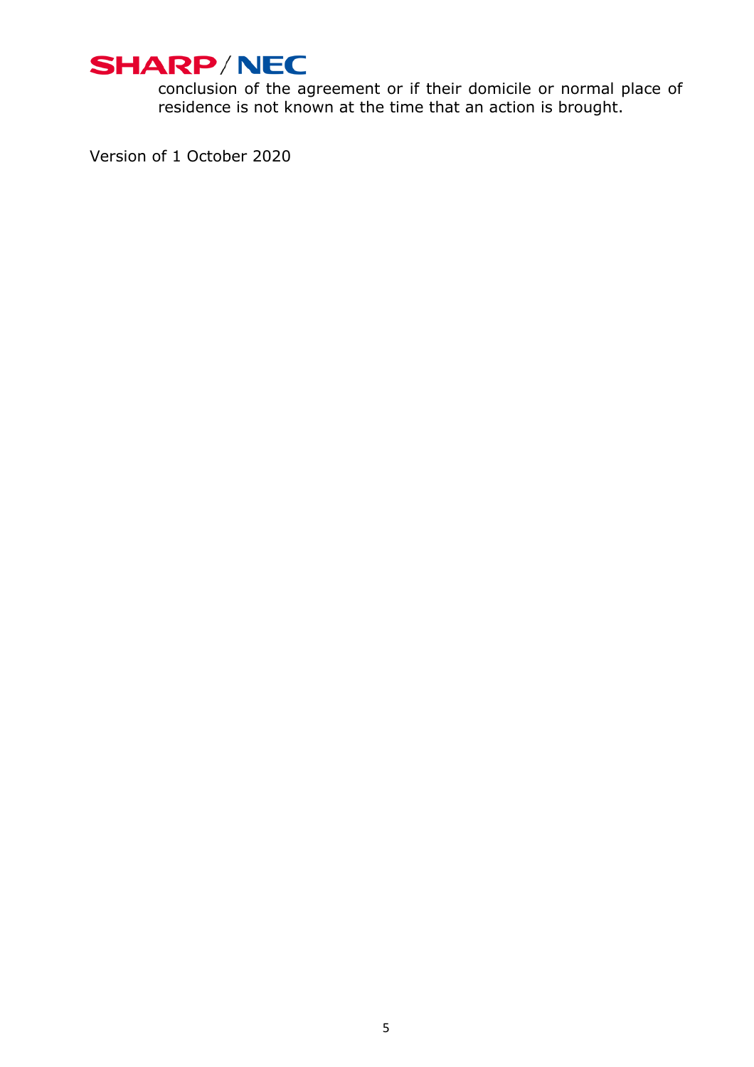conclusion of the agreement or if their domicile or normal place of residence is not known at the time that an action is brought.

Version of 1 October 2020